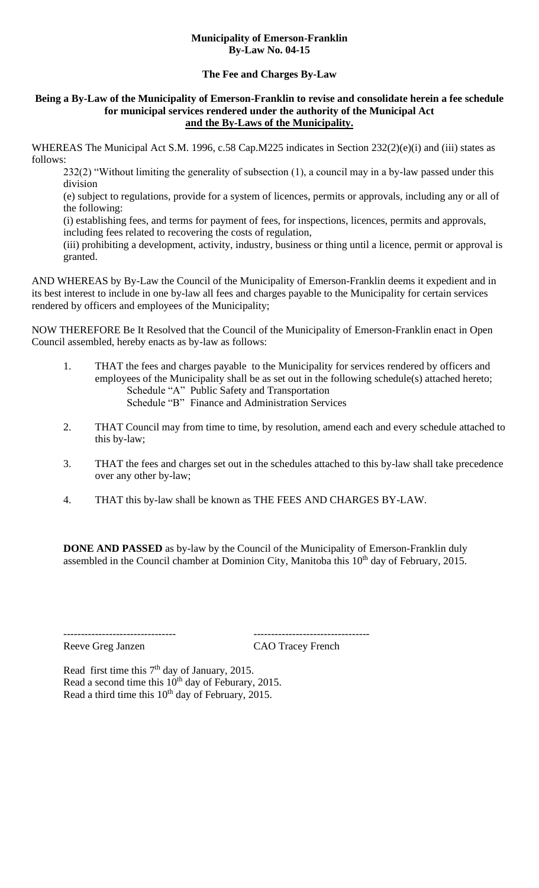**Municipality of Emerson-Franklin**
**By-Law No. 04-15**

**The Fee and Charges By-Law**

**Being a By-Law of the Municipality of Emerson-Franklin to revise and consolidate herein a fee schedule for municipal services rendered under the authority of the Municipal Act and the By-Laws of the Municipality.**

WHEREAS The Municipal Act S.M. 1996, c.58 Cap.M225 indicates in Section 232(2)(e)(i) and (iii) states as follows:

> 232(2) "Without limiting the generality of subsection (1), a council may in a by-law passed under this division
>
> (e) subject to regulations, provide for a system of licences, permits or approvals, including any or all of the following:
>
> (i) establishing fees, and terms for payment of fees, for inspections, licences, permits and approvals, including fees related to recovering the costs of regulation,
>
> (iii) prohibiting a development, activity, industry, business or thing until a licence, permit or approval is granted.

AND WHEREAS by By-Law the Council of the Municipality of Emerson-Franklin deems it expedient and in its best interest to include in one by-law all fees and charges payable to the Municipality for certain services rendered by officers and employees of the Municipality;

NOW THEREFORE Be It Resolved that the Council of the Municipality of Emerson-Franklin enact in Open Council assembled, hereby enacts as by-law as follows:

1. THAT the fees and charges payable to the Municipality for services rendered by officers and employees of the Municipality shall be as set out in the following schedule(s) attached hereto;
   - Schedule "A" Public Safety and Transportation
   - Schedule "B" Finance and Administration Services
2. THAT Council may from time to time, by resolution, amend each and every schedule attached to this by-law;
3. THAT the fees and charges set out in the schedules attached to this by-law shall take precedence over any other by-law;
4. THAT this by-law shall be known as THE FEES AND CHARGES BY-LAW.

**DONE AND PASSED** as by-law by the Council of the Municipality of Emerson-Franklin duly assembled in the Council chamber at Dominion City, Manitoba this 10th day of February, 2015.

--------------------------------  ---------------------------------

Reeve Greg Janzen  CAO Tracey French

Read first time this 7th day of January, 2015.
Read a second time this 10th day of Feburary, 2015.
Read a third time this 10th day of February, 2015.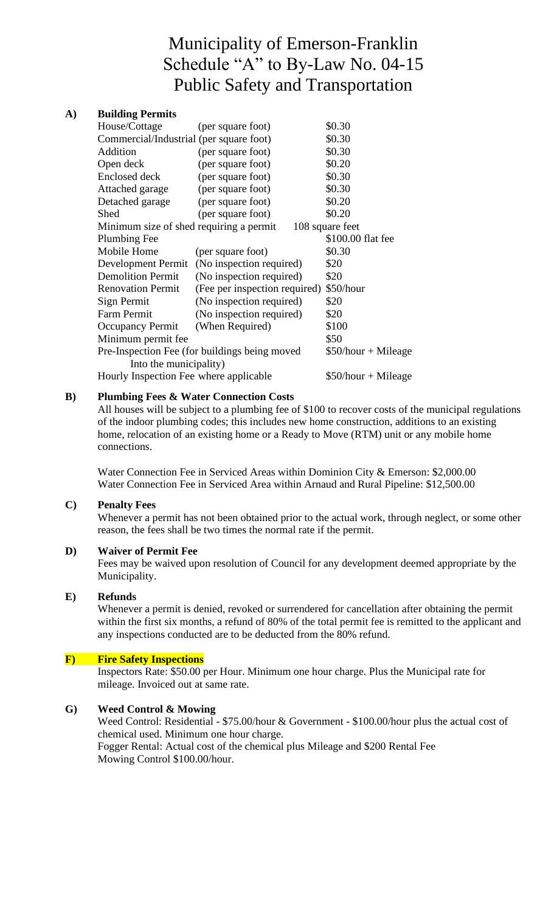# Municipality of Emerson-Franklin
# Schedule "A" to By-Law No. 04-15
# Public Safety and Transportation

## A) Building Permits

| Item | Basis | Fee |
|---|---|---|
| House/Cottage | (per square foot) | $0.30 |
| Commercial/Industrial | (per square foot) | $0.30 |
| Addition | (per square foot) | $0.30 |
| Open deck | (per square foot) | $0.20 |
| Enclosed deck | (per square foot) | $0.30 |
| Attached garage | (per square foot) | $0.30 |
| Detached garage | (per square foot) | $0.20 |
| Shed | (per square foot) | $0.20 |
| Minimum size of shed requiring a permit | | 108 square feet |
| Plumbing Fee | | $100.00 flat fee |
| Mobile Home | (per square foot) | $0.30 |
| Development Permit | (No inspection required) | $20 |
| Demolition Permit | (No inspection required) | $20 |
| Renovation Permit | (Fee per inspection required) | $50/hour |
| Sign Permit | (No inspection required) | $20 |
| Farm Permit | (No inspection required) | $20 |
| Occupancy Permit | (When Required) | $100 |
| Minimum permit fee | | $50 |
| Pre-Inspection Fee (for buildings being moved Into the municipality) | | $50/hour + Mileage |
| Hourly Inspection Fee where applicable | | $50/hour + Mileage |

## B) Plumbing Fees & Water Connection Costs

All houses will be subject to a plumbing fee of $100 to recover costs of the municipal regulations of the indoor plumbing codes; this includes new home construction, additions to an existing home, relocation of an existing home or a Ready to Move (RTM) unit or any mobile home connections.

Water Connection Fee in Serviced Areas within Dominion City & Emerson: $2,000.00
Water Connection Fee in Serviced Area within Arnaud and Rural Pipeline: $12,500.00

## C) Penalty Fees

Whenever a permit has not been obtained prior to the actual work, through neglect, or some other reason, the fees shall be two times the normal rate if the permit.

## D) Waiver of Permit Fee

Fees may be waived upon resolution of Council for any development deemed appropriate by the Municipality.

## E) Refunds

Whenever a permit is denied, revoked or surrendered for cancellation after obtaining the permit within the first six months, a refund of 80% of the total permit fee is remitted to the applicant and any inspections conducted are to be deducted from the 80% refund.

## F) Fire Safety Inspections

Inspectors Rate: $50.00 per Hour. Minimum one hour charge. Plus the Municipal rate for mileage. Invoiced out at same rate.

## G) Weed Control & Mowing

Weed Control: Residential - $75.00/hour & Government - $100.00/hour plus the actual cost of chemical used. Minimum one hour charge.
Fogger Rental: Actual cost of the chemical plus Mileage and $200 Rental Fee
Mowing Control $100.00/hour.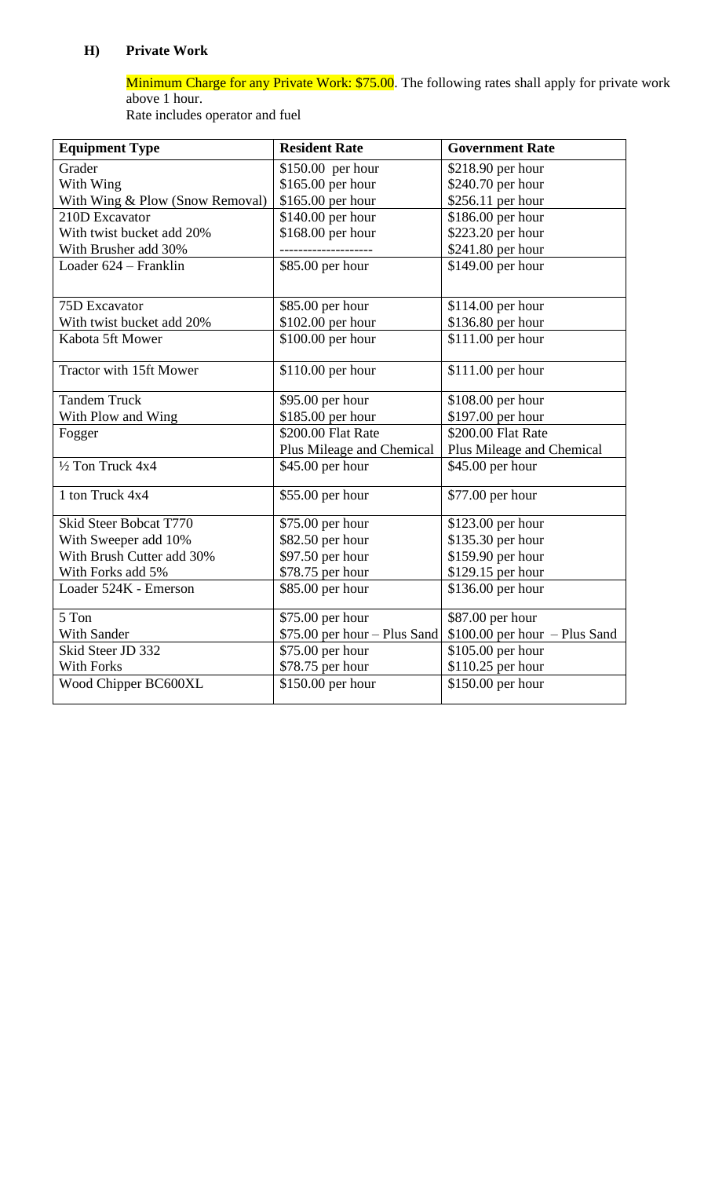### H) Private Work

Minimum Charge for any Private Work: $75.00. The following rates shall apply for private work above 1 hour.
Rate includes operator and fuel

| Equipment Type | Resident Rate | Government Rate |
|---|---|---|
| Grader | $150.00 per hour | $218.90 per hour |
| With Wing | $165.00 per hour | $240.70 per hour |
| With Wing & Plow (Snow Removal) | $165.00 per hour | $256.11 per hour |
| 210D Excavator | $140.00 per hour | $186.00 per hour |
| With twist bucket add 20% | $168.00 per hour | $223.20 per hour |
| With Brusher add 30% | ------------------- | $241.80 per hour |
| Loader 624 – Franklin | $85.00 per hour | $149.00 per hour |
| 75D Excavator | $85.00 per hour | $114.00 per hour |
| With twist bucket add 20% | $102.00 per hour | $136.80 per hour |
| Kabota 5ft Mower | $100.00 per hour | $111.00 per hour |
| Tractor with 15ft Mower | $110.00 per hour | $111.00 per hour |
| Tandem Truck | $95.00 per hour | $108.00 per hour |
| With Plow and Wing | $185.00 per hour | $197.00 per hour |
| Fogger | $200.00 Flat Rate Plus Mileage and Chemical | $200.00 Flat Rate Plus Mileage and Chemical |
| ½ Ton Truck 4x4 | $45.00 per hour | $45.00 per hour |
| 1 ton Truck 4x4 | $55.00 per hour | $77.00 per hour |
| Skid Steer Bobcat T770 | $75.00 per hour | $123.00 per hour |
| With Sweeper add 10% | $82.50 per hour | $135.30 per hour |
| With Brush Cutter add 30% | $97.50 per hour | $159.90 per hour |
| With Forks add 5% | $78.75 per hour | $129.15 per hour |
| Loader 524K - Emerson | $85.00 per hour | $136.00 per hour |
| 5 Ton | $75.00 per hour | $87.00 per hour |
| With Sander | $75.00 per hour – Plus Sand | $100.00 per hour – Plus Sand |
| Skid Steer JD 332 | $75.00 per hour | $105.00 per hour |
| With Forks | $78.75 per hour | $110.25 per hour |
| Wood Chipper BC600XL | $150.00 per hour | $150.00 per hour |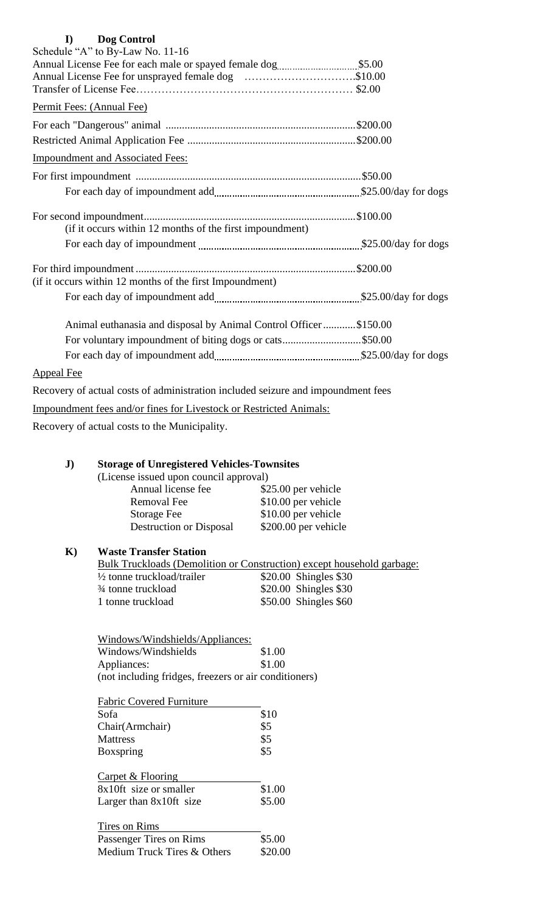## I) Dog Control

Schedule "A" to By-Law No. 11-16

| | |
|---|---|
| Annual License Fee for each male or spayed female dog | $5.00 |
| Annual License Fee for unsprayed female dog | $10.00 |
| Transfer of License Fee | $2.00 |

Permit Fees: (Annual Fee)

| | |
|---|---|
| For each "Dangerous" animal | $200.00 |
| Restricted Animal Application Fee | $200.00 |

Impoundment and Associated Fees:

| | |
|---|---|
| For first impoundment | $50.00 |
| For each day of impoundment add | $25.00/day for dogs |
| For second impoundment (if it occurs within 12 months of the first impoundment) | $100.00 |
| For each day of impoundment | $25.00/day for dogs |
| For third impoundment (if it occurs within 12 months of the first Impoundment) | $200.00 |
| For each day of impoundment add | $25.00/day for dogs |
| Animal euthanasia and disposal by Animal Control Officer | $150.00 |
| For voluntary impoundment of biting dogs or cats | $50.00 |
| For each day of impoundment add | $25.00/day for dogs |

Appeal Fee

Recovery of actual costs of administration included seizure and impoundment fees

Impoundment fees and/or fines for Livestock or Restricted Animals:

Recovery of actual costs to the Municipality.

## J) Storage of Unregistered Vehicles-Townsites

(License issued upon council approval)

| | |
|---|---|
| Annual license fee | $25.00 per vehicle |
| Removal Fee | $10.00 per vehicle |
| Storage Fee | $10.00 per vehicle |
| Destruction or Disposal | $200.00 per vehicle |

## K) Waste Transfer Station

Bulk Truckloads (Demolition or Construction) except household garbage:

| | | |
|---|---|---|
| ½ tonne truckload/trailer | $20.00 | Shingles $30 |
| ¾ tonne truckload | $20.00 | Shingles $30 |
| 1 tonne truckload | $50.00 | Shingles $60 |

Windows/Windshields/Appliances:

| | |
|---|---|
| Windows/Windshields | $1.00 |
| Appliances: | $1.00 |

(not including fridges, freezers or air conditioners)

| Fabric Covered Furniture | |
|---|---|
| Sofa | $10 |
| Chair(Armchair) | $5 |
| Mattress | $5 |
| Boxspring | $5 |

| Carpet & Flooring | |
|---|---|
| 8x10ft size or smaller | $1.00 |
| Larger than 8x10ft size | $5.00 |

| Tires on Rims | |
|---|---|
| Passenger Tires on Rims | $5.00 |
| Medium Truck Tires & Others | $20.00 |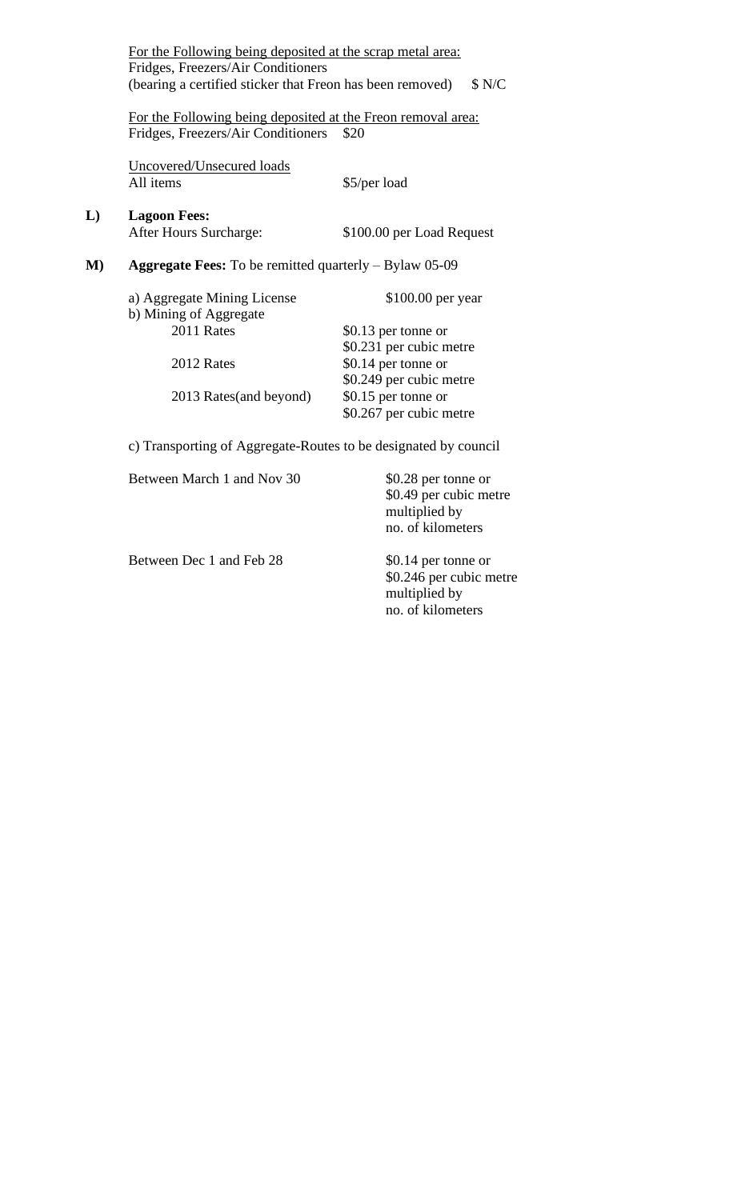<u>For the Following being deposited at the scrap metal area:</u>
Fridges, Freezers/Air Conditioners
(bearing a certified sticker that Freon has been removed) $ N/C

<u>For the Following being deposited at the Freon removal area:</u>
Fridges, Freezers/Air Conditioners $20

<u>Uncovered/Unsecured loads</u>
All items $5/per load

**L) Lagoon Fees:**

After Hours Surcharge: $100.00 per Load Request

**M) Aggregate Fees:** To be remitted quarterly – Bylaw 05-09

| | |
|---|---|
| a) Aggregate Mining License | $100.00 per year |
| b) Mining of Aggregate | |
| 2011 Rates | $0.13 per tonne or $0.231 per cubic metre |
| 2012 Rates | $0.14 per tonne or $0.249 per cubic metre |
| 2013 Rates(and beyond) | $0.15 per tonne or $0.267 per cubic metre |

c) Transporting of Aggregate-Routes to be designated by council

| | |
|---|---|
| Between March 1 and Nov 30 | $0.28 per tonne or $0.49 per cubic metre multiplied by no. of kilometers |
| Between Dec 1 and Feb 28 | $0.14 per tonne or $0.246 per cubic metre multiplied by no. of kilometers |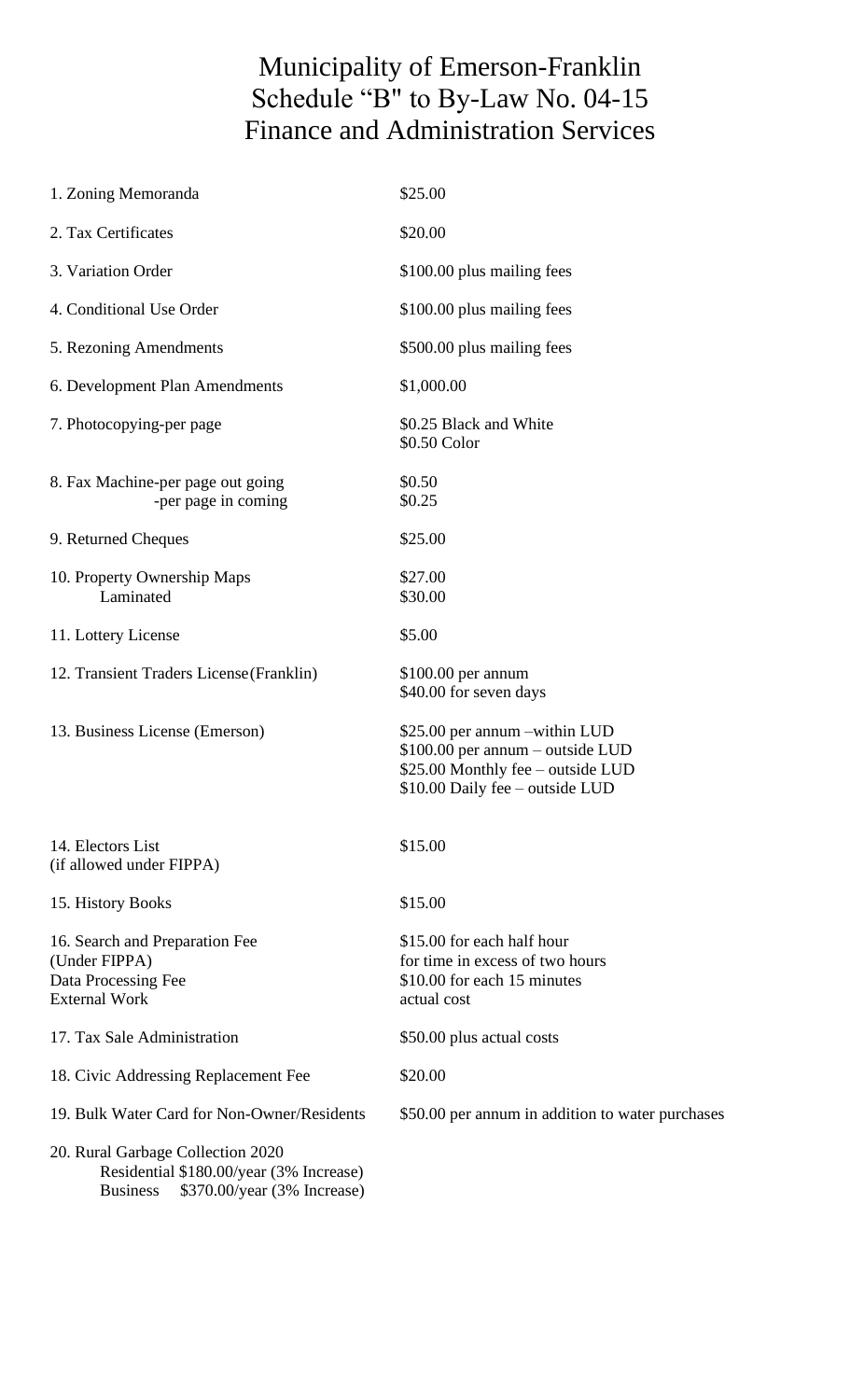# Municipality of Emerson-Franklin
# Schedule "B" to By-Law No. 04-15
# Finance and Administration Services

| | |
|---|---|
| 1. Zoning Memoranda | $25.00 |
| 2. Tax Certificates | $20.00 |
| 3. Variation Order | $100.00 plus mailing fees |
| 4. Conditional Use Order | $100.00 plus mailing fees |
| 5. Rezoning Amendments | $500.00 plus mailing fees |
| 6. Development Plan Amendments | $1,000.00 |
| 7. Photocopying-per page | $0.25 Black and White<br>$0.50 Color |
| 8. Fax Machine-per page out going<br>-per page in coming | $0.50<br>$0.25 |
| 9. Returned Cheques | $25.00 |
| 10. Property Ownership Maps<br>Laminated | $27.00<br>$30.00 |
| 11. Lottery License | $5.00 |
| 12. Transient Traders License(Franklin) | $100.00 per annum<br>$40.00 for seven days |
| 13. Business License (Emerson) | $25.00 per annum –within LUD<br>$100.00 per annum – outside LUD<br>$25.00 Monthly fee – outside LUD<br>$10.00 Daily fee – outside LUD |
| 14. Electors List<br>(if allowed under FIPPA) | $15.00 |
| 15. History Books | $15.00 |
| 16. Search and Preparation Fee<br>(Under FIPPA)<br>Data Processing Fee<br>External Work | $15.00 for each half hour<br>for time in excess of two hours<br>$10.00 for each 15 minutes<br>actual cost |
| 17. Tax Sale Administration | $50.00 plus actual costs |
| 18. Civic Addressing Replacement Fee | $20.00 |
| 19. Bulk Water Card for Non-Owner/Residents | $50.00 per annum in addition to water purchases |
| 20. Rural Garbage Collection 2020<br>Residential $180.00/year (3% Increase)<br>Business $370.00/year (3% Increase) | |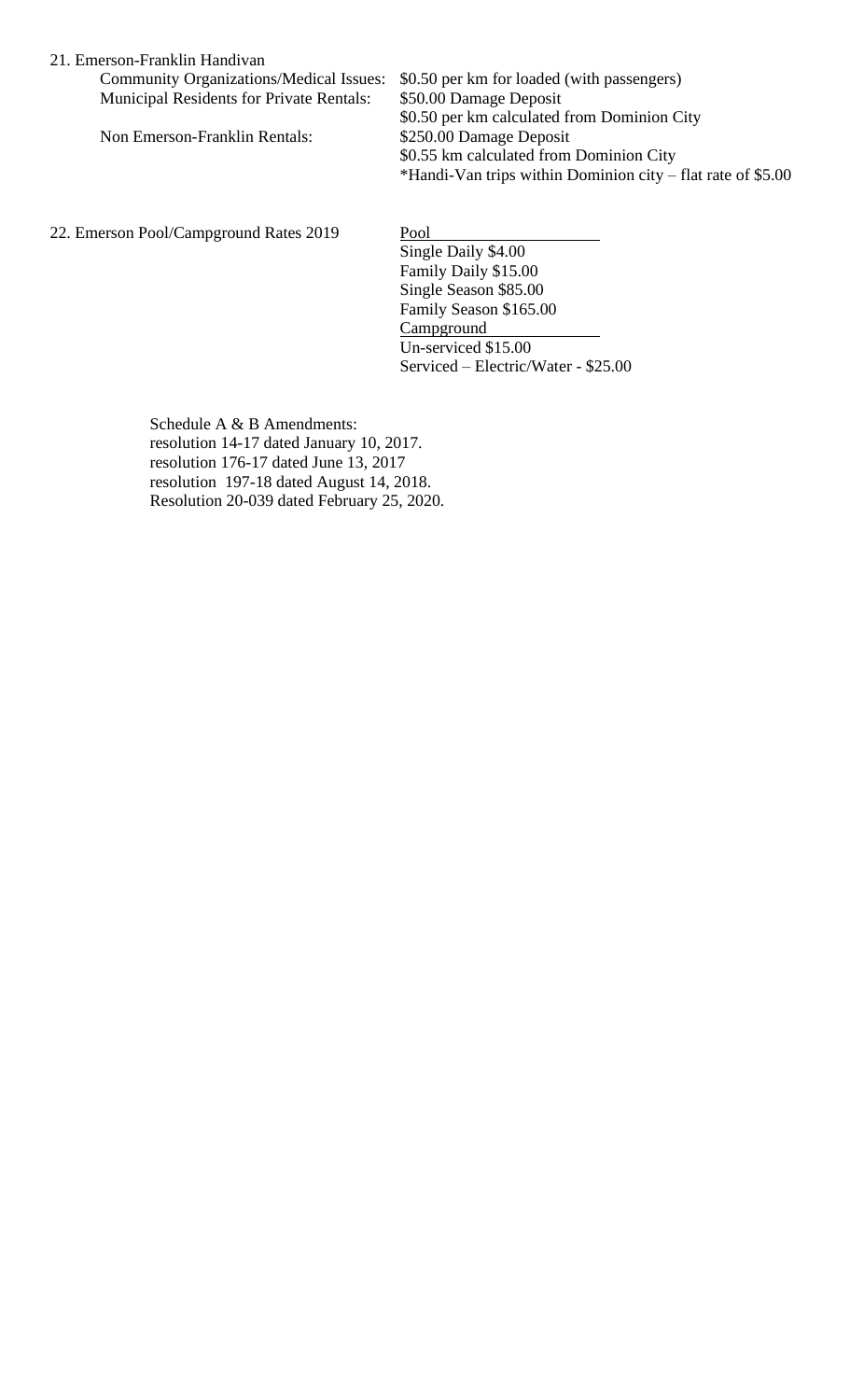21. Emerson-Franklin Handivan

| | |
|---|---|
| Community Organizations/Medical Issues: | $0.50 per km for loaded (with passengers) |
| Municipal Residents for Private Rentals: | $50.00 Damage Deposit |
| | $0.50 per km calculated from Dominion City |
| Non Emerson-Franklin Rentals: | $250.00 Damage Deposit |
| | $0.55 km calculated from Dominion City |
| | *Handi-Van trips within Dominion city – flat rate of $5.00 |

22. Emerson Pool/Campground Rates 2019

<u>Pool</u>

Single Daily $4.00
Family Daily $15.00
Single Season $85.00
Family Season $165.00

<u>Campground</u>

Un-serviced $15.00
Serviced – Electric/Water - $25.00

Schedule A & B Amendments:
resolution 14-17 dated January 10, 2017.
resolution 176-17 dated June 13, 2017
resolution 197-18 dated August 14, 2018.
Resolution 20-039 dated February 25, 2020.